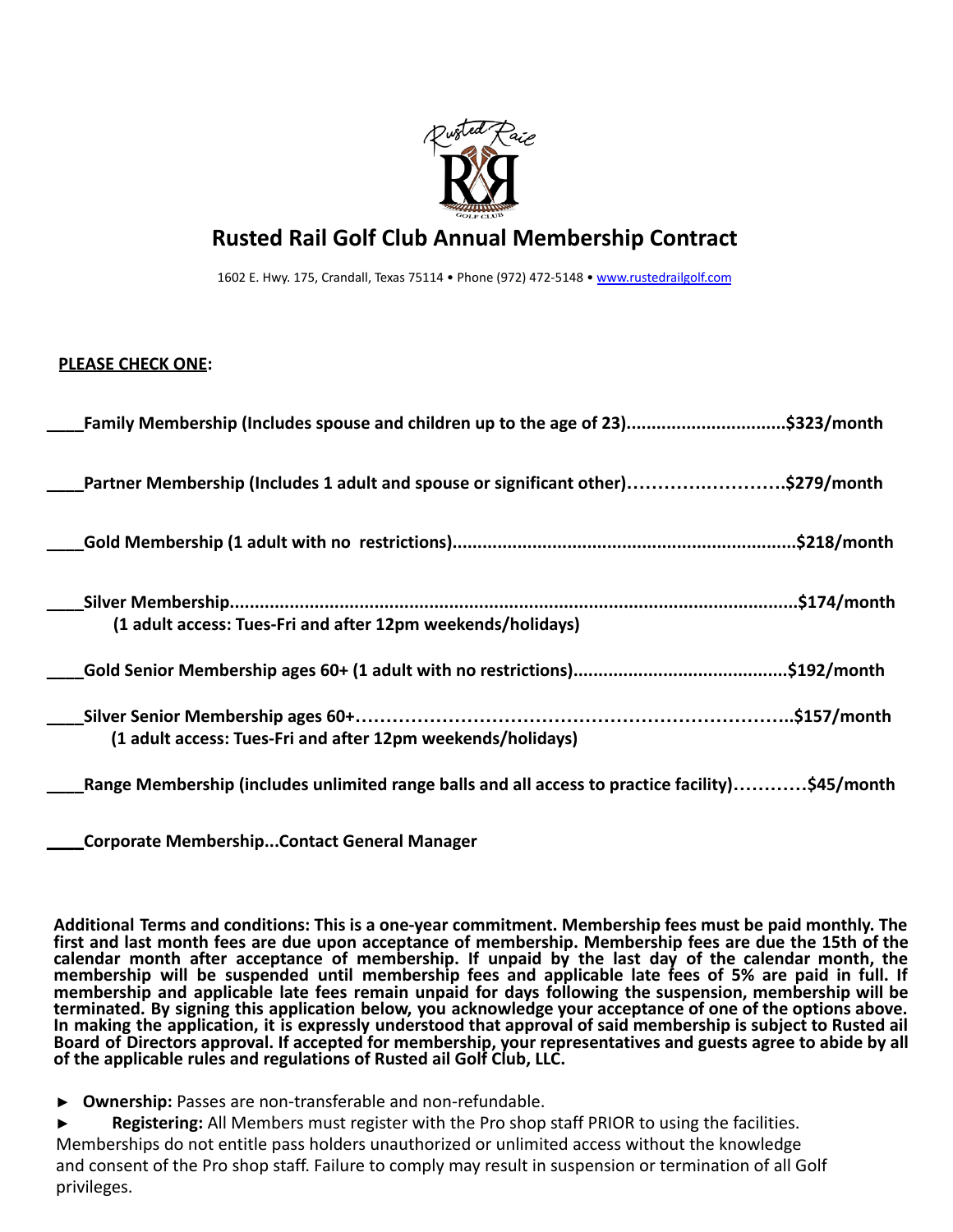# Rusted Rail Golf Club Annual Membership Contract

1602 E. Hwy. 175, Crandall, Texas 75114 • Phone (972) 472-5148 • www.rustedrailgolf.com

**PLEASE CHECK ONE:**

**____Family Membership (Includes spouse and children up to the age of 23)...............................$323/month**

**____Partner Membership (Includes 1 adult and spouse or significant other)……….…………..$279/month**

**____Gold Membership (1 adult with no restrictions)...................................................................$218/month**

**____Silver Membership..................................................................................................................$174/month**
**(1 adult access: Tues-Fri and after 12pm weekends/holidays)**

**____Gold Senior Membership ages 60+ (1 adult with no restrictions)..........................................$192/month**

**____Silver Senior Membership ages 60+………………………………………………………………..$157/month**
**(1 adult access: Tues-Fri and after 12pm weekends/holidays)**

**____Range Membership (includes unlimited range balls and all access to practice facility)…………$45/month**

**____Corporate Membership...Contact General Manager**

**Additional Terms and conditions: This is a one-year commitment. Membership fees must be paid monthly. The first and last month fees are due upon acceptance of membership. Membership fees are due the 15th of the calendar month after acceptance of membership. If unpaid by the last day of the calendar month, the membership will be suspended until membership fees and applicable late fees of 5% are paid in full. If membership and applicable late fees remain unpaid for days following the suspension, membership will be terminated. By signing this application below, you acknowledge your acceptance of one of the options above. In making the application, it is expressly understood that approval of said membership is subject to Rusted ail Board of Directors approval. If accepted for membership, your representatives and guests agree to abide by all of the applicable rules and regulations of Rusted ail Golf Club, LLC.**

► **Ownership:** Passes are non-transferable and non-refundable.

► **Registering:** All Members must register with the Pro shop staff PRIOR to using the facilities. Memberships do not entitle pass holders unauthorized or unlimited access without the knowledge and consent of the Pro shop staff. Failure to comply may result in suspension or termination of all Golf privileges.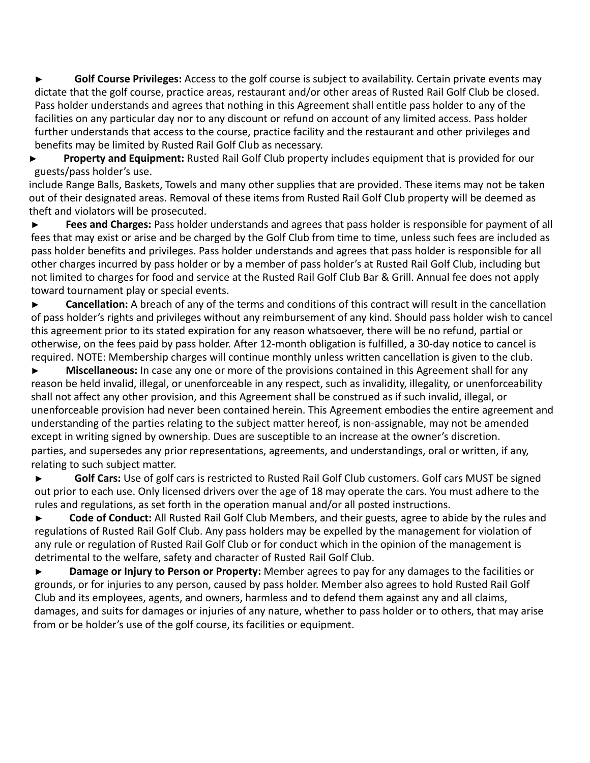► **Golf Course Privileges:** Access to the golf course is subject to availability. Certain private events may dictate that the golf course, practice areas, restaurant and/or other areas of Rusted Rail Golf Club be closed. Pass holder understands and agrees that nothing in this Agreement shall entitle pass holder to any of the facilities on any particular day nor to any discount or refund on account of any limited access. Pass holder further understands that access to the course, practice facility and the restaurant and other privileges and benefits may be limited by Rusted Rail Golf Club as necessary.

► **Property and Equipment:** Rusted Rail Golf Club property includes equipment that is provided for our guests/pass holder's use.
include Range Balls, Baskets, Towels and many other supplies that are provided. These items may not be taken out of their designated areas. Removal of these items from Rusted Rail Golf Club property will be deemed as theft and violators will be prosecuted.

► **Fees and Charges:** Pass holder understands and agrees that pass holder is responsible for payment of all fees that may exist or arise and be charged by the Golf Club from time to time, unless such fees are included as pass holder benefits and privileges. Pass holder understands and agrees that pass holder is responsible for all other charges incurred by pass holder or by a member of pass holder's at Rusted Rail Golf Club, including but not limited to charges for food and service at the Rusted Rail Golf Club Bar & Grill. Annual fee does not apply toward tournament play or special events.

► **Cancellation:** A breach of any of the terms and conditions of this contract will result in the cancellation of pass holder's rights and privileges without any reimbursement of any kind. Should pass holder wish to cancel this agreement prior to its stated expiration for any reason whatsoever, there will be no refund, partial or otherwise, on the fees paid by pass holder. After 12-month obligation is fulfilled, a 30-day notice to cancel is required. NOTE: Membership charges will continue monthly unless written cancellation is given to the club.

► **Miscellaneous:** In case any one or more of the provisions contained in this Agreement shall for any reason be held invalid, illegal, or unenforceable in any respect, such as invalidity, illegality, or unenforceability shall not affect any other provision, and this Agreement shall be construed as if such invalid, illegal, or unenforceable provision had never been contained herein. This Agreement embodies the entire agreement and understanding of the parties relating to the subject matter hereof, is non-assignable, may not be amended except in writing signed by ownership. Dues are susceptible to an increase at the owner's discretion.
parties, and supersedes any prior representations, agreements, and understandings, oral or written, if any, relating to such subject matter.

► **Golf Cars:** Use of golf cars is restricted to Rusted Rail Golf Club customers. Golf cars MUST be signed out prior to each use. Only licensed drivers over the age of 18 may operate the cars. You must adhere to the rules and regulations, as set forth in the operation manual and/or all posted instructions.

► **Code of Conduct:** All Rusted Rail Golf Club Members, and their guests, agree to abide by the rules and regulations of Rusted Rail Golf Club. Any pass holders may be expelled by the management for violation of any rule or regulation of Rusted Rail Golf Club or for conduct which in the opinion of the management is detrimental to the welfare, safety and character of Rusted Rail Golf Club.

► **Damage or Injury to Person or Property:** Member agrees to pay for any damages to the facilities or grounds, or for injuries to any person, caused by pass holder. Member also agrees to hold Rusted Rail Golf Club and its employees, agents, and owners, harmless and to defend them against any and all claims, damages, and suits for damages or injuries of any nature, whether to pass holder or to others, that may arise from or be holder's use of the golf course, its facilities or equipment.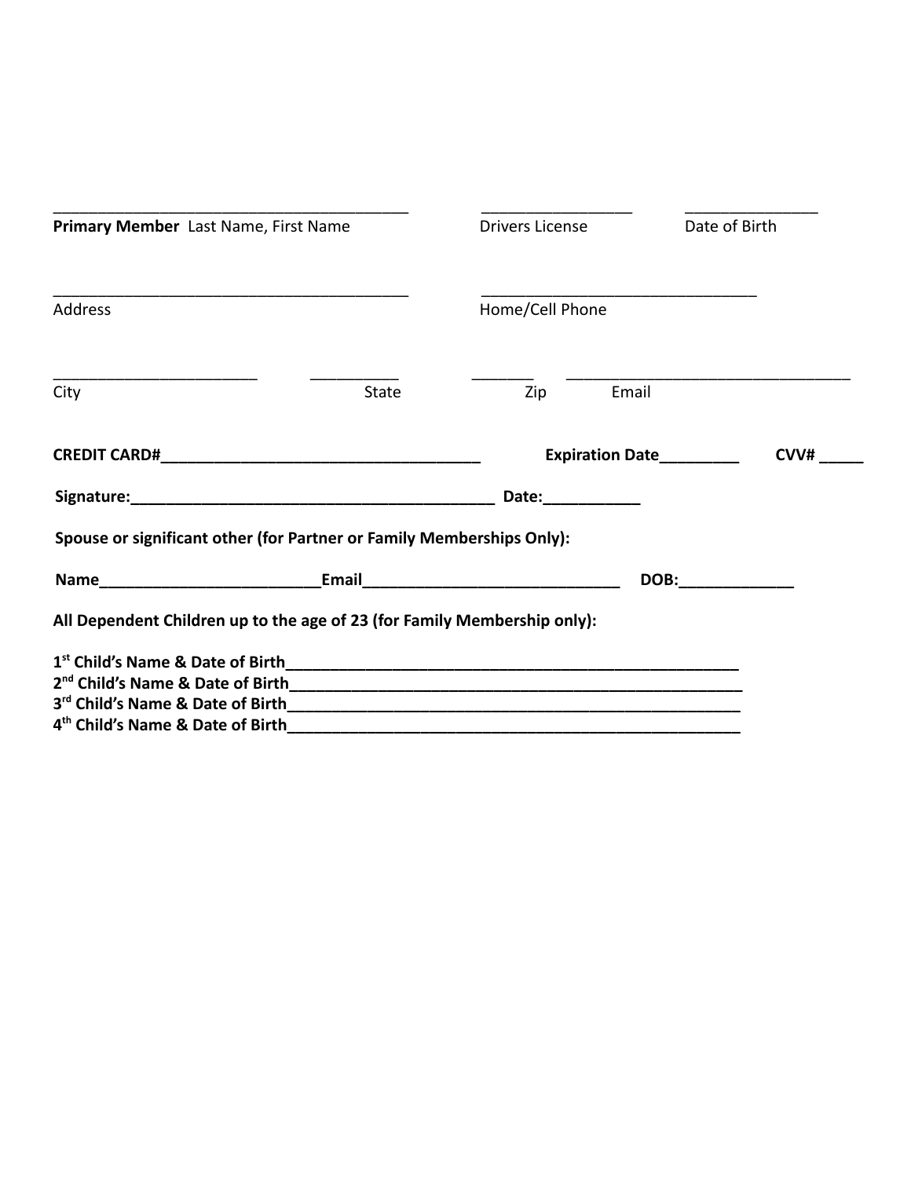_________________________________________ _________________ _______________

**Primary Member** Last Name, First Name Drivers License Date of Birth

_________________________________________ ________________________________

Address Home/Cell Phone

_______________________ __________ _______ _________________________________

City State Zip Email

**CREDIT CARD#_____________________________________ Expiration Date_________ CVV# _____**

**Signature:__________________________________________ Date:___________**

**Spouse or significant other (for Partner or Family Memberships Only):**

**Name_________________________Email_____________________________ DOB:_____________**

**All Dependent Children up to the age of 23 (for Family Membership only):**

**1st Child's Name & Date of Birth_____________________________________________________**
**2nd Child's Name & Date of Birth_____________________________________________________**
**3rd Child's Name & Date of Birth_____________________________________________________**
**4th Child's Name & Date of Birth_____________________________________________________**